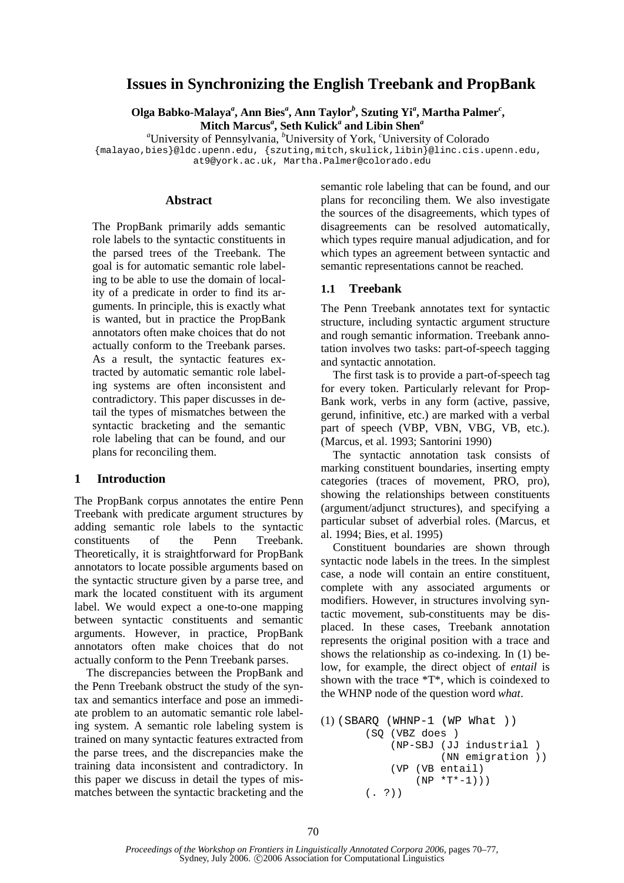# Issues in Synchronizing the English Treebank and PropBank

**Olga Babko-Malaya[a], Ann Bies[a], Ann Taylor[b], Szuting Yi[a], Martha Palmer[c], Mitch Marcus[a], Seth Kulick[a] and Libin Shen[a]**

[a]University of Pennsylvania, [b]University of York, [c]University of Colorado
{malayao,bies}@ldc.upenn.edu, {szuting,mitch,skulick,libin}@linc.cis.upenn.edu, at9@york.ac.uk, Martha.Palmer@colorado.edu

## Abstract

The PropBank primarily adds semantic role labels to the syntactic constituents in the parsed trees of the Treebank. The goal is for automatic semantic role labeling to be able to use the domain of locality of a predicate in order to find its arguments. In principle, this is exactly what is wanted, but in practice the PropBank annotators often make choices that do not actually conform to the Treebank parses. As a result, the syntactic features extracted by automatic semantic role labeling systems are often inconsistent and contradictory. This paper discusses in detail the types of mismatches between the syntactic bracketing and the semantic role labeling that can be found, and our plans for reconciling them.

## 1 Introduction

The PropBank corpus annotates the entire Penn Treebank with predicate argument structures by adding semantic role labels to the syntactic constituents of the Penn Treebank. Theoretically, it is straightforward for PropBank annotators to locate possible arguments based on the syntactic structure given by a parse tree, and mark the located constituent with its argument label. We would expect a one-to-one mapping between syntactic constituents and semantic arguments. However, in practice, PropBank annotators often make choices that do not actually conform to the Penn Treebank parses.

The discrepancies between the PropBank and the Penn Treebank obstruct the study of the syntax and semantics interface and pose an immediate problem to an automatic semantic role labeling system. A semantic role labeling system is trained on many syntactic features extracted from the parse trees, and the discrepancies make the training data inconsistent and contradictory. In this paper we discuss in detail the types of mismatches between the syntactic bracketing and the semantic role labeling that can be found, and our plans for reconciling them. We also investigate the sources of the disagreements, which types of disagreements can be resolved automatically, which types require manual adjudication, and for which types an agreement between syntactic and semantic representations cannot be reached.

### 1.1 Treebank

The Penn Treebank annotates text for syntactic structure, including syntactic argument structure and rough semantic information. Treebank annotation involves two tasks: part-of-speech tagging and syntactic annotation.

The first task is to provide a part-of-speech tag for every token. Particularly relevant for PropBank work, verbs in any form (active, passive, gerund, infinitive, etc.) are marked with a verbal part of speech (VBP, VBN, VBG, VB, etc.). (Marcus, et al. 1993; Santorini 1990)

The syntactic annotation task consists of marking constituent boundaries, inserting empty categories (traces of movement, PRO, pro), showing the relationships between constituents (argument/adjunct structures), and specifying a particular subset of adverbial roles. (Marcus, et al. 1994; Bies, et al. 1995)

Constituent boundaries are shown through syntactic node labels in the trees. In the simplest case, a node will contain an entire constituent, complete with any associated arguments or modifiers. However, in structures involving syntactic movement, sub-constituents may be displaced. In these cases, Treebank annotation represents the original position with a trace and shows the relationship as co-indexing. In (1) below, for example, the direct object of *entail* is shown with the trace \*T\*, which is coindexed to the WHNP node of the question word *what*.

```
(1) (SBARQ (WHNP-1 (WP What ))
      (SQ (VBZ does )
          (NP-SBJ (JJ industrial )
                  (NN emigration ))
          (VP (VB entail)
              (NP *T*-1)))
      (. ?))
```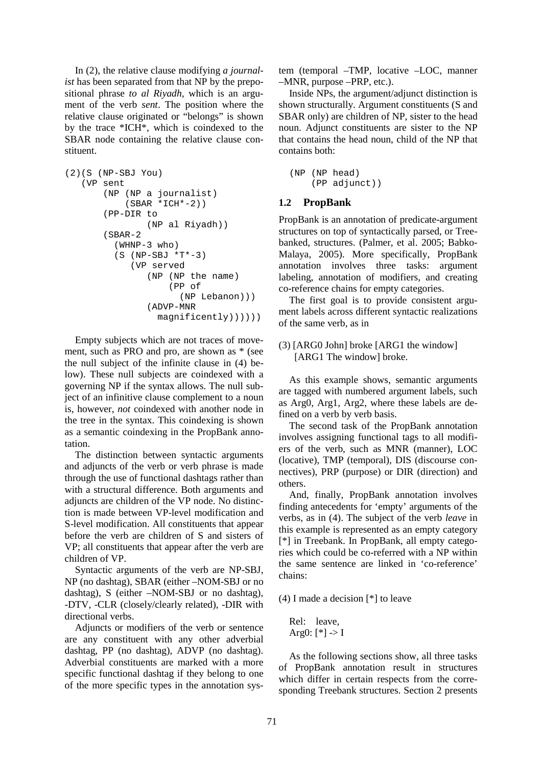In (2), the relative clause modifying *a journalist* has been separated from that NP by the prepositional phrase *to al Riyadh*, which is an argument of the verb *sent*. The position where the relative clause originated or "belongs" is shown by the trace *ICH*, which is coindexed to the SBAR node containing the relative clause constituent.

```
(2)(S (NP-SBJ You)
   (VP sent
       (NP (NP a journalist)
           (SBAR *ICH*-2))
       (PP-DIR to
              (NP al Riyadh))
       (SBAR-2
         (WHNP-3 who)
         (S (NP-SBJ *T*-3)
            (VP served
               (NP (NP the name)
                   (PP of
                     (NP Lebanon)))
               (ADVP-MNR
                 magnificently))))))
```

Empty subjects which are not traces of movement, such as PRO and pro, are shown as * (see the null subject of the infinite clause in (4) below). These null subjects are coindexed with a governing NP if the syntax allows. The null subject of an infinitive clause complement to a noun is, however, *not* coindexed with another node in the tree in the syntax. This coindexing is shown as a semantic coindexing in the PropBank annotation.

The distinction between syntactic arguments and adjuncts of the verb or verb phrase is made through the use of functional dashtags rather than with a structural difference. Both arguments and adjuncts are children of the VP node. No distinction is made between VP-level modification and S-level modification. All constituents that appear before the verb are children of S and sisters of VP; all constituents that appear after the verb are children of VP.

Syntactic arguments of the verb are NP-SBJ, NP (no dashtag), SBAR (either –NOM-SBJ or no dashtag), S (either –NOM-SBJ or no dashtag), -DTV, -CLR (closely/clearly related), -DIR with directional verbs.

Adjuncts or modifiers of the verb or sentence are any constituent with any other adverbial dashtag, PP (no dashtag), ADVP (no dashtag). Adverbial constituents are marked with a more specific functional dashtag if they belong to one of the more specific types in the annotation system (temporal –TMP, locative –LOC, manner –MNR, purpose –PRP, etc.).

Inside NPs, the argument/adjunct distinction is shown structurally. Argument constituents (S and SBAR only) are children of NP, sister to the head noun. Adjunct constituents are sister to the NP that contains the head noun, child of the NP that contains both:

```
(NP (NP head)
    (PP adjunct))
```

## 1.2 PropBank

PropBank is an annotation of predicate-argument structures on top of syntactically parsed, or Treebanked, structures. (Palmer, et al. 2005; Babko-Malaya, 2005). More specifically, PropBank annotation involves three tasks: argument labeling, annotation of modifiers, and creating co-reference chains for empty categories.

The first goal is to provide consistent argument labels across different syntactic realizations of the same verb, as in

(3) [ARG0 John] broke [ARG1 the window]
    [ARG1 The window] broke.

As this example shows, semantic arguments are tagged with numbered argument labels, such as Arg0, Arg1, Arg2, where these labels are defined on a verb by verb basis.

The second task of the PropBank annotation involves assigning functional tags to all modifiers of the verb, such as MNR (manner), LOC (locative), TMP (temporal), DIS (discourse connectives), PRP (purpose) or DIR (direction) and others.

And, finally, PropBank annotation involves finding antecedents for 'empty' arguments of the verbs, as in (4). The subject of the verb *leave* in this example is represented as an empty category [*] in Treebank. In PropBank, all empty categories which could be co-referred with a NP within the same sentence are linked in 'co-reference' chains:

(4) I made a decision [*] to leave

Rel: leave,
Arg0: [*] -> I

As the following sections show, all three tasks of PropBank annotation result in structures which differ in certain respects from the corresponding Treebank structures. Section 2 presents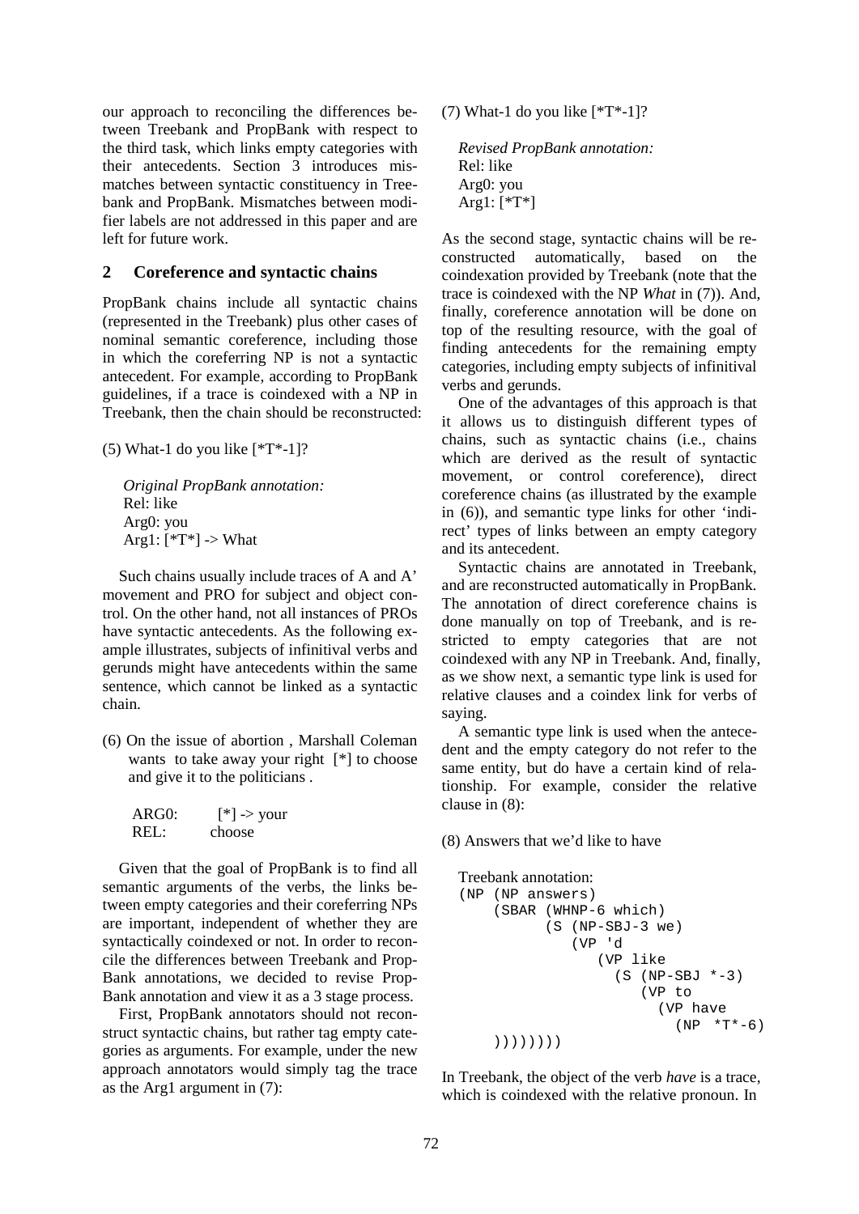our approach to reconciling the differences between Treebank and PropBank with respect to the third task, which links empty categories with their antecedents. Section 3 introduces mismatches between syntactic constituency in Treebank and PropBank. Mismatches between modifier labels are not addressed in this paper and are left for future work.

## 2 Coreference and syntactic chains

PropBank chains include all syntactic chains (represented in the Treebank) plus other cases of nominal semantic coreference, including those in which the coreferring NP is not a syntactic antecedent. For example, according to PropBank guidelines, if a trace is coindexed with a NP in Treebank, then the chain should be reconstructed:

(5) What-1 do you like [*T*-1]?

*Original PropBank annotation:*
Rel: like
Arg0: you
Arg1: [*T*] -> What

Such chains usually include traces of A and A' movement and PRO for subject and object control. On the other hand, not all instances of PROs have syntactic antecedents. As the following example illustrates, subjects of infinitival verbs and gerunds might have antecedents within the same sentence, which cannot be linked as a syntactic chain.

(6) On the issue of abortion , Marshall Coleman wants to take away your right [*] to choose and give it to the politicians .

ARG0: [*] -> your
REL: choose

Given that the goal of PropBank is to find all semantic arguments of the verbs, the links between empty categories and their coreferring NPs are important, independent of whether they are syntactically coindexed or not. In order to reconcile the differences between Treebank and PropBank annotations, we decided to revise PropBank annotation and view it as a 3 stage process.

First, PropBank annotators should not reconstruct syntactic chains, but rather tag empty categories as arguments. For example, under the new approach annotators would simply tag the trace as the Arg1 argument in (7):

(7) What-1 do you like [*T*-1]?

*Revised PropBank annotation:*
Rel: like
Arg0: you
Arg1: [*T*]

As the second stage, syntactic chains will be reconstructed automatically, based on the coindexation provided by Treebank (note that the trace is coindexed with the NP *What* in (7)). And, finally, coreference annotation will be done on top of the resulting resource, with the goal of finding antecedents for the remaining empty categories, including empty subjects of infinitival verbs and gerunds.

One of the advantages of this approach is that it allows us to distinguish different types of chains, such as syntactic chains (i.e., chains which are derived as the result of syntactic movement, or control coreference), direct coreference chains (as illustrated by the example in (6)), and semantic type links for other 'indirect' types of links between an empty category and its antecedent.

Syntactic chains are annotated in Treebank, and are reconstructed automatically in PropBank. The annotation of direct coreference chains is done manually on top of Treebank, and is restricted to empty categories that are not coindexed with any NP in Treebank. And, finally, as we show next, a semantic type link is used for relative clauses and a coindex link for verbs of saying.

A semantic type link is used when the antecedent and the empty category do not refer to the same entity, but do have a certain kind of relationship. For example, consider the relative clause in (8):

(8) Answers that we'd like to have

Treebank annotation:
```
(NP (NP answers)
    (SBAR (WHNP-6 which)
          (S (NP-SBJ-3 we)
             (VP 'd
                (VP like
                   (S (NP-SBJ *-3)
                      (VP to
                        (VP have
                          (NP  *T*-6)
    ))))))))
```

In Treebank, the object of the verb *have* is a trace, which is coindexed with the relative pronoun. In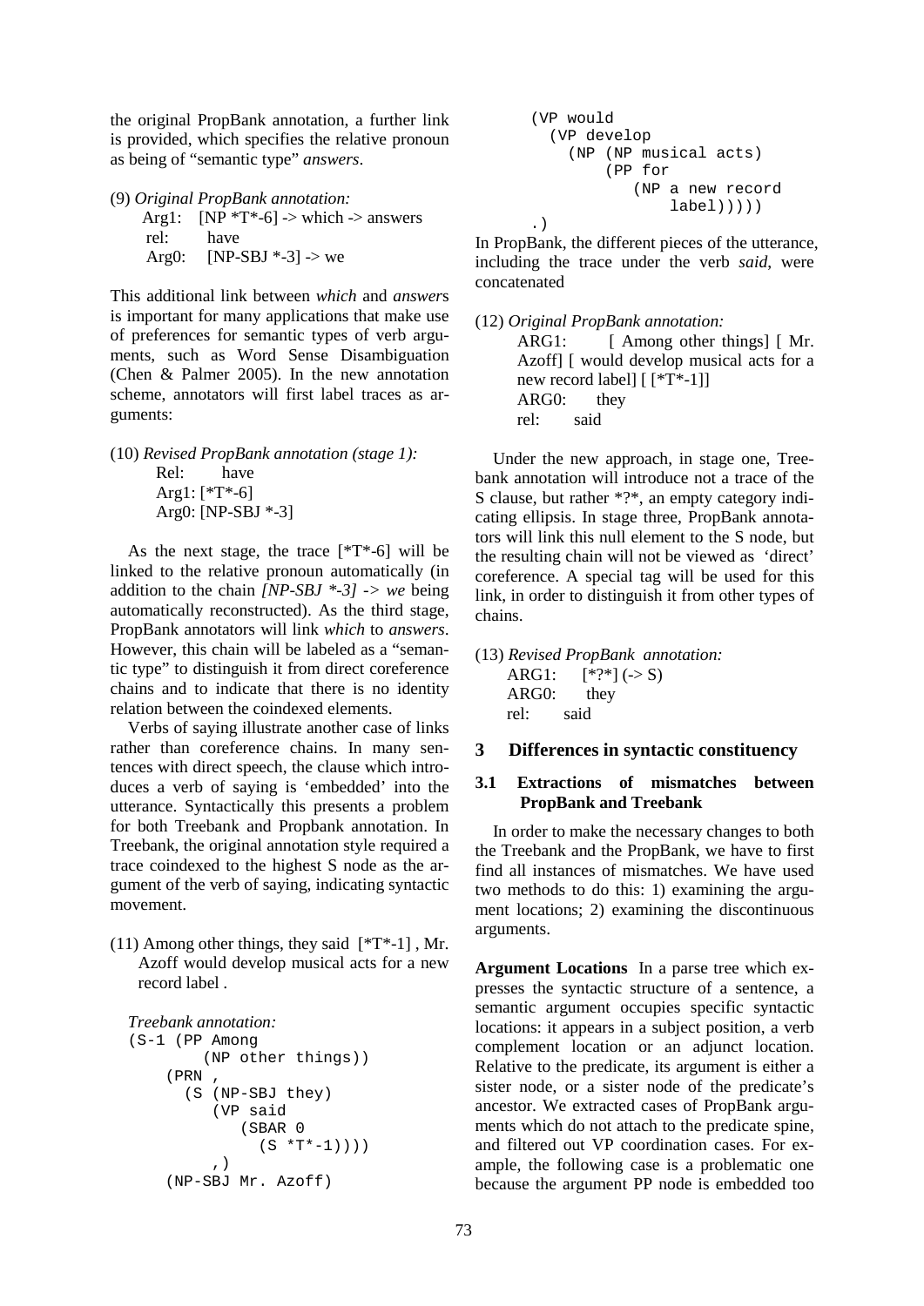the original PropBank annotation, a further link is provided, which specifies the relative pronoun as being of "semantic type" *answers*.

(9) *Original PropBank annotation:*
  Arg1: [NP *T*-6] -> which -> answers
  rel: have
  Arg0: [NP-SBJ *-3] -> we

This additional link between *which* and *answer*s is important for many applications that make use of preferences for semantic types of verb arguments, such as Word Sense Disambiguation (Chen & Palmer 2005). In the new annotation scheme, annotators will first label traces as arguments:

(10) *Revised PropBank annotation (stage 1):*
  Rel: have
  Arg1: [*T*-6]
  Arg0: [NP-SBJ *-3]

As the next stage, the trace [*T*-6] will be linked to the relative pronoun automatically (in addition to the chain *[NP-SBJ *-3] -> we* being automatically reconstructed). As the third stage, PropBank annotators will link *which* to *answers*. However, this chain will be labeled as a "semantic type" to distinguish it from direct coreference chains and to indicate that there is no identity relation between the coindexed elements.

Verbs of saying illustrate another case of links rather than coreference chains. In many sentences with direct speech, the clause which introduces a verb of saying is 'embedded' into the utterance. Syntactically this presents a problem for both Treebank and Propbank annotation. In Treebank, the original annotation style required a trace coindexed to the highest S node as the argument of the verb of saying, indicating syntactic movement.

(11) Among other things, they said [*T*-1] , Mr. Azoff would develop musical acts for a new record label .

*Treebank annotation:*

```
(S-1 (PP Among
        (NP other things))
    (PRN ,
      (S (NP-SBJ they)
         (VP said
            (SBAR 0
              (S *T*-1))))
         ,)
    (NP-SBJ Mr. Azoff)
    (VP would
      (VP develop
        (NP (NP musical acts)
            (PP for
               (NP a new record
                   label)))))
    .)
```

In PropBank, the different pieces of the utterance, including the trace under the verb *said*, were concatenated

(12) *Original PropBank annotation:*
  ARG1: [ Among other things] [ Mr. Azoff] [ would develop musical acts for a new record label] [ [*T*-1]]
  ARG0: they
  rel: said

Under the new approach, in stage one, Treebank annotation will introduce not a trace of the S clause, but rather *?*, an empty category indicating ellipsis. In stage three, PropBank annotators will link this null element to the S node, but the resulting chain will not be viewed as 'direct' coreference. A special tag will be used for this link, in order to distinguish it from other types of chains.

(13) *Revised PropBank annotation:*
  ARG1: [*?*] (-> S)
  ARG0: they
  rel: said

## 3 Differences in syntactic constituency

### 3.1 Extractions of mismatches between PropBank and Treebank

In order to make the necessary changes to both the Treebank and the PropBank, we have to first find all instances of mismatches. We have used two methods to do this: 1) examining the argument locations; 2) examining the discontinuous arguments.

**Argument Locations** In a parse tree which expresses the syntactic structure of a sentence, a semantic argument occupies specific syntactic locations: it appears in a subject position, a verb complement location or an adjunct location. Relative to the predicate, its argument is either a sister node, or a sister node of the predicate's ancestor. We extracted cases of PropBank arguments which do not attach to the predicate spine, and filtered out VP coordination cases. For example, the following case is a problematic one because the argument PP node is embedded too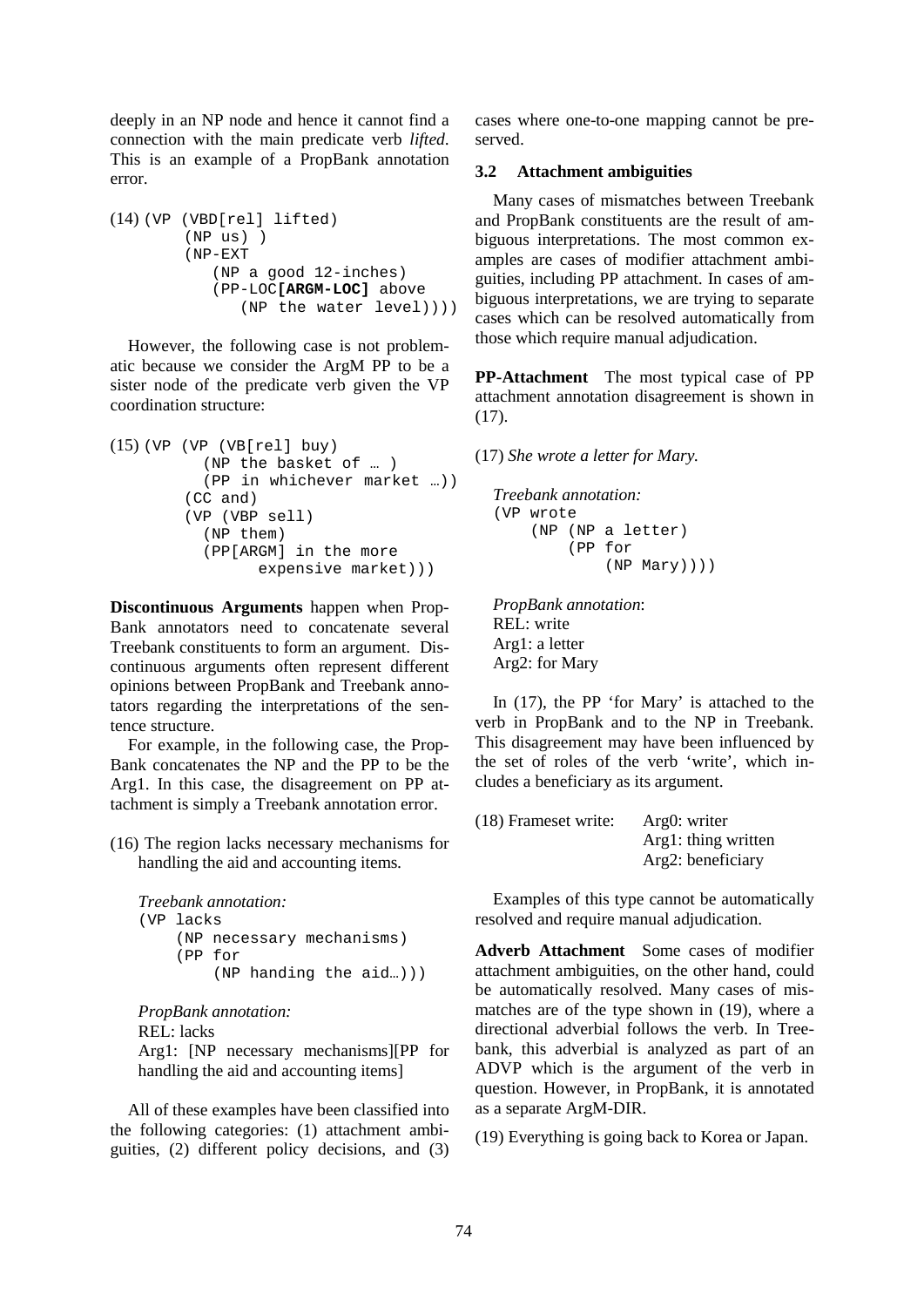deeply in an NP node and hence it cannot find a connection with the main predicate verb *lifted*. This is an example of a PropBank annotation error.

```
(14) (VP (VBD[rel] lifted)
        (NP us) )
        (NP-EXT
           (NP a good 12-inches)
           (PP-LOC[ARGM-LOC] above
              (NP the water level))))
```

However, the following case is not problematic because we consider the ArgM PP to be a sister node of the predicate verb given the VP coordination structure:

```
(15) (VP (VP (VB[rel] buy)
           (NP the basket of … )
           (PP in whichever market …))
        (CC and)
        (VP (VBP sell)
           (NP them)
           (PP[ARGM] in the more
                 expensive market)))
```

**Discontinuous Arguments** happen when PropBank annotators need to concatenate several Treebank constituents to form an argument. Discontinuous arguments often represent different opinions between PropBank and Treebank annotators regarding the interpretations of the sentence structure.

For example, in the following case, the PropBank concatenates the NP and the PP to be the Arg1. In this case, the disagreement on PP attachment is simply a Treebank annotation error.

(16) The region lacks necessary mechanisms for handling the aid and accounting items.

*Treebank annotation:*
```
(VP lacks
    (NP necessary mechanisms)
    (PP for
        (NP handing the aid…)))
```

*PropBank annotation:*
REL: lacks
Arg1: [NP necessary mechanisms][PP for handling the aid and accounting items]

All of these examples have been classified into the following categories: (1) attachment ambiguities, (2) different policy decisions, and (3) cases where one-to-one mapping cannot be preserved.

### 3.2 Attachment ambiguities

Many cases of mismatches between Treebank and PropBank constituents are the result of ambiguous interpretations. The most common examples are cases of modifier attachment ambiguities, including PP attachment. In cases of ambiguous interpretations, we are trying to separate cases which can be resolved automatically from those which require manual adjudication.

**PP-Attachment** The most typical case of PP attachment annotation disagreement is shown in (17).

(17) *She wrote a letter for Mary.*

*Treebank annotation:*
```
(VP wrote
    (NP (NP a letter)
        (PP for
            (NP Mary))))
```

*PropBank annotation*:
REL: write
Arg1: a letter
Arg2: for Mary

In (17), the PP 'for Mary' is attached to the verb in PropBank and to the NP in Treebank. This disagreement may have been influenced by the set of roles of the verb 'write', which includes a beneficiary as its argument.

(18) Frameset write: Arg0: writer
Arg1: thing written
Arg2: beneficiary

Examples of this type cannot be automatically resolved and require manual adjudication.

**Adverb Attachment** Some cases of modifier attachment ambiguities, on the other hand, could be automatically resolved. Many cases of mismatches are of the type shown in (19), where a directional adverbial follows the verb. In Treebank, this adverbial is analyzed as part of an ADVP which is the argument of the verb in question. However, in PropBank, it is annotated as a separate ArgM-DIR.

(19) Everything is going back to Korea or Japan.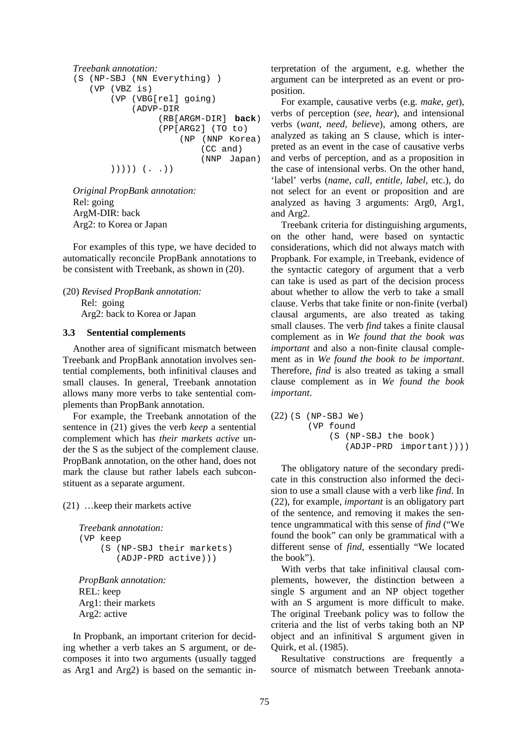*Treebank annotation:*

```
(S (NP-SBJ (NN Everything) )
   (VP (VBZ is)
       (VP (VBG[rel] going)
           (ADVP-DIR
                (RB[ARGM-DIR] back)
                (PP[ARG2] (TO to)
                    (NP (NNP Korea)
                        (CC and)
                        (NNP Japan)
       ))))) (. .))
```

*Original PropBank annotation:*
Rel: going
ArgM-DIR: back
Arg2: to Korea or Japan

For examples of this type, we have decided to automatically reconcile PropBank annotations to be consistent with Treebank, as shown in (20).

(20) *Revised PropBank annotation:*
Rel: going
Arg2: back to Korea or Japan

### 3.3 Sentential complements

Another area of significant mismatch between Treebank and PropBank annotation involves sentential complements, both infinitival clauses and small clauses. In general, Treebank annotation allows many more verbs to take sentential complements than PropBank annotation.

For example, the Treebank annotation of the sentence in (21) gives the verb *keep* a sentential complement which has *their markets active* under the S as the subject of the complement clause. PropBank annotation, on the other hand, does not mark the clause but rather labels each subconstituent as a separate argument.

(21) …keep their markets active

*Treebank annotation:*

```
(VP keep
    (S (NP-SBJ their markets)
       (ADJP-PRD active)))
```

*PropBank annotation:*
REL: keep
Arg1: their markets
Arg2: active

In Propbank, an important criterion for deciding whether a verb takes an S argument, or decomposes it into two arguments (usually tagged as Arg1 and Arg2) is based on the semantic interpretation of the argument, e.g. whether the argument can be interpreted as an event or proposition.

For example, causative verbs (e.g. *make*, *get*), verbs of perception (*see*, *hear*), and intensional verbs (*want, need, believe*), among others, are analyzed as taking an S clause, which is interpreted as an event in the case of causative verbs and verbs of perception, and as a proposition in the case of intensional verbs. On the other hand, 'label' verbs (*name, call, entitle, label*, etc.), do not select for an event or proposition and are analyzed as having 3 arguments: Arg0, Arg1, and Arg2.

Treebank criteria for distinguishing arguments, on the other hand, were based on syntactic considerations, which did not always match with Propbank. For example, in Treebank, evidence of the syntactic category of argument that a verb can take is used as part of the decision process about whether to allow the verb to take a small clause. Verbs that take finite or non-finite (verbal) clausal arguments, are also treated as taking small clauses. The verb *find* takes a finite clausal complement as in *We found that the book was important* and also a non-finite clausal complement as in *We found the book to be important*. Therefore, *find* is also treated as taking a small clause complement as in *We found the book important*.

(22)
```
(S (NP-SBJ We)
   (VP found
       (S (NP-SBJ the book)
          (ADJP-PRD important))))
```

The obligatory nature of the secondary predicate in this construction also informed the decision to use a small clause with a verb like *find*. In (22), for example, *important* is an obligatory part of the sentence, and removing it makes the sentence ungrammatical with this sense of *find* ("We found the book" can only be grammatical with a different sense of *find*, essentially "We located the book").

With verbs that take infinitival clausal complements, however, the distinction between a single S argument and an NP object together with an S argument is more difficult to make. The original Treebank policy was to follow the criteria and the list of verbs taking both an NP object and an infinitival S argument given in Quirk, et al. (1985).

Resultative constructions are frequently a source of mismatch between Treebank annota-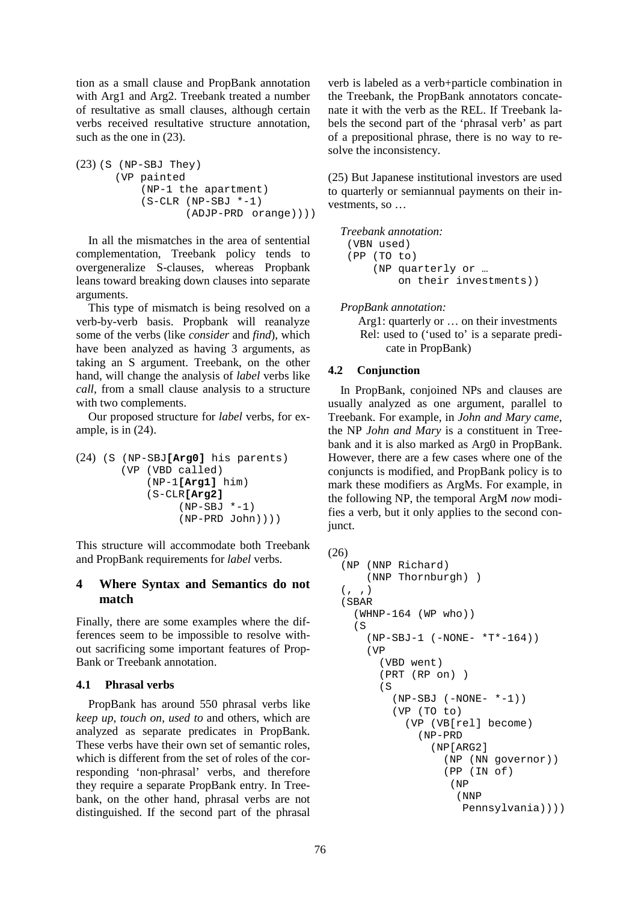tion as a small clause and PropBank annotation with Arg1 and Arg2. Treebank treated a number of resultative as small clauses, although certain verbs received resultative structure annotation, such as the one in (23).

```
(23) (S (NP-SBJ They)
      (VP painted
          (NP-1 the apartment)
          (S-CLR (NP-SBJ *-1)
                 (ADJP-PRD orange))))
```

In all the mismatches in the area of sentential complementation, Treebank policy tends to overgeneralize S-clauses, whereas Propbank leans toward breaking down clauses into separate arguments.

This type of mismatch is being resolved on a verb-by-verb basis. Propbank will reanalyze some of the verbs (like *consider* and *find*), which have been analyzed as having 3 arguments, as taking an S argument. Treebank, on the other hand, will change the analysis of *label* verbs like *call*, from a small clause analysis to a structure with two complements.

Our proposed structure for *label* verbs, for example, is in (24).

```
(24) (S (NP-SBJ[Arg0] his parents)
       (VP (VBD called)
           (NP-1[Arg1] him)
           (S-CLR[Arg2]
                (NP-SBJ *-1)
                (NP-PRD John))))
```

This structure will accommodate both Treebank and PropBank requirements for *label* verbs.

## 4 Where Syntax and Semantics do not match

Finally, there are some examples where the differences seem to be impossible to resolve without sacrificing some important features of PropBank or Treebank annotation.

### 4.1 Phrasal verbs

PropBank has around 550 phrasal verbs like *keep up*, *touch on*, *used to* and others, which are analyzed as separate predicates in PropBank. These verbs have their own set of semantic roles, which is different from the set of roles of the corresponding 'non-phrasal' verbs, and therefore they require a separate PropBank entry. In Treebank, on the other hand, phrasal verbs are not distinguished. If the second part of the phrasal verb is labeled as a verb+particle combination in the Treebank, the PropBank annotators concatenate it with the verb as the REL. If Treebank labels the second part of the 'phrasal verb' as part of a prepositional phrase, there is no way to resolve the inconsistency.

(25) But Japanese institutional investors are used to quarterly or semiannual payments on their investments, so …

*Treebank annotation:*

```
(VBN used)
(PP (TO to)
    (NP quarterly or …
        on their investments))
```

*PropBank annotation:*

Arg1: quarterly or … on their investments
Rel: used to ('used to' is a separate predicate in PropBank)

### 4.2 Conjunction

In PropBank, conjoined NPs and clauses are usually analyzed as one argument, parallel to Treebank. For example, in *John and Mary came*, the NP *John and Mary* is a constituent in Treebank and it is also marked as Arg0 in PropBank. However, there are a few cases where one of the conjuncts is modified, and PropBank policy is to mark these modifiers as ArgMs. For example, in the following NP, the temporal ArgM *now* modifies a verb, but it only applies to the second conjunct.

```
(26)
  (NP (NNP Richard)
      (NNP Thornburgh) )
  (, ,)
  (SBAR
    (WHNP-164 (WP who))
    (S
      (NP-SBJ-1 (-NONE- *T*-164))
      (VP
        (VBD went)
        (PRT (RP on) )
        (S
          (NP-SBJ (-NONE- *-1))
          (VP (TO to)
            (VP (VB[rel] become)
              (NP-PRD
                (NP[ARG2]
                  (NP (NN governor))
                  (PP (IN of)
                   (NP
                    (NNP
                     Pennsylvania))))
```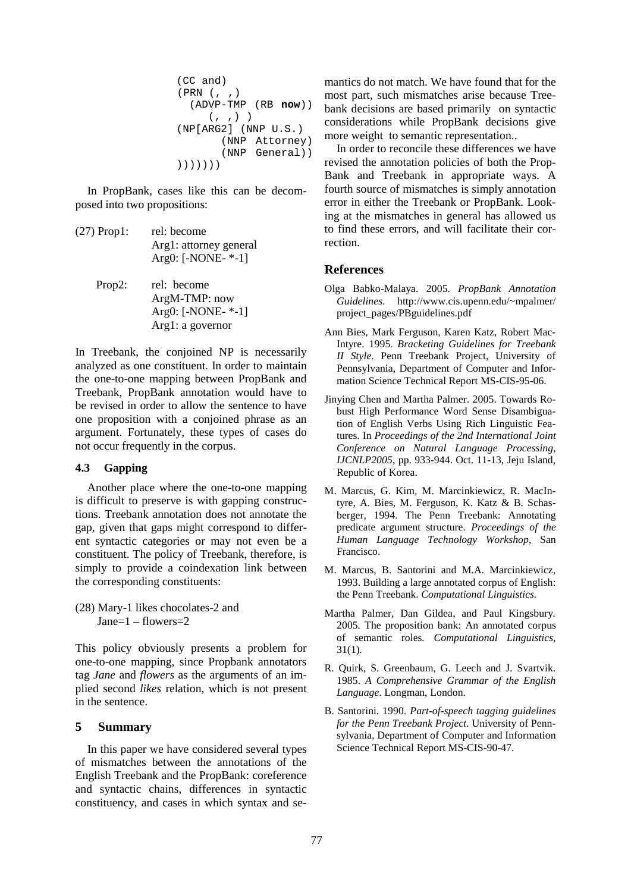```
(CC and)
(PRN (, ,)
  (ADVP-TMP (RB now))
     (, ,) )
(NP[ARG2] (NNP U.S.)
       (NNP Attorney)
       (NNP General))
)))))))
```

In PropBank, cases like this can be decomposed into two propositions:

(27) Prop1: rel: become
Arg1: attorney general
Arg0: [-NONE- *-1]

Prop2: rel: become
ArgM-TMP: now
Arg0: [-NONE- *-1]
Arg1: a governor

In Treebank, the conjoined NP is necessarily analyzed as one constituent. In order to maintain the one-to-one mapping between PropBank and Treebank, PropBank annotation would have to be revised in order to allow the sentence to have one proposition with a conjoined phrase as an argument. Fortunately, these types of cases do not occur frequently in the corpus.

### 4.3 Gapping

Another place where the one-to-one mapping is difficult to preserve is with gapping constructions. Treebank annotation does not annotate the gap, given that gaps might correspond to different syntactic categories or may not even be a constituent. The policy of Treebank, therefore, is simply to provide a coindexation link between the corresponding constituents:

(28) Mary-1 likes chocolates-2 and
Jane=1 – flowers=2

This policy obviously presents a problem for one-to-one mapping, since Propbank annotators tag *Jane* and *flowers* as the arguments of an implied second *likes* relation, which is not present in the sentence.

## 5 Summary

In this paper we have considered several types of mismatches between the annotations of the English Treebank and the PropBank: coreference and syntactic chains, differences in syntactic constituency, and cases in which syntax and semantics do not match. We have found that for the most part, such mismatches arise because Treebank decisions are based primarily on syntactic considerations while PropBank decisions give more weight to semantic representation..

In order to reconcile these differences we have revised the annotation policies of both the PropBank and Treebank in appropriate ways. A fourth source of mismatches is simply annotation error in either the Treebank or PropBank. Looking at the mismatches in general has allowed us to find these errors, and will facilitate their correction.

## References

Olga Babko-Malaya. 2005. *PropBank Annotation Guidelines.* http://www.cis.upenn.edu/~mpalmer/project_pages/PBguidelines.pdf

Ann Bies, Mark Ferguson, Karen Katz, Robert MacIntyre. 1995. *Bracketing Guidelines for Treebank II Style*. Penn Treebank Project, University of Pennsylvania, Department of Computer and Information Science Technical Report MS-CIS-95-06.

Jinying Chen and Martha Palmer. 2005. Towards Robust High Performance Word Sense Disambiguation of English Verbs Using Rich Linguistic Features. In *Proceedings of the 2nd International Joint Conference on Natural Language Processing, IJCNLP2005*, pp. 933-944. Oct. 11-13, Jeju Island, Republic of Korea.

M. Marcus, G. Kim, M. Marcinkiewicz, R. MacIntyre, A. Bies, M. Ferguson, K. Katz & B. Schasberger, 1994. The Penn Treebank: Annotating predicate argument structure. *Proceedings of the Human Language Technology Workshop*, San Francisco.

M. Marcus, B. Santorini and M.A. Marcinkiewicz, 1993. Building a large annotated corpus of English: the Penn Treebank. *Computational Linguistics.*

Martha Palmer, Dan Gildea, and Paul Kingsbury. 2005. The proposition bank: An annotated corpus of semantic roles. *Computational Linguistics,* 31(1)*.*

R. Quirk, S. Greenbaum, G. Leech and J. Svartvik. 1985. *A Comprehensive Grammar of the English Language*. Longman, London.

B. Santorini. 1990. *Part-of-speech tagging guidelines for the Penn Treebank Project.* University of Pennsylvania, Department of Computer and Information Science Technical Report MS-CIS-90-47.